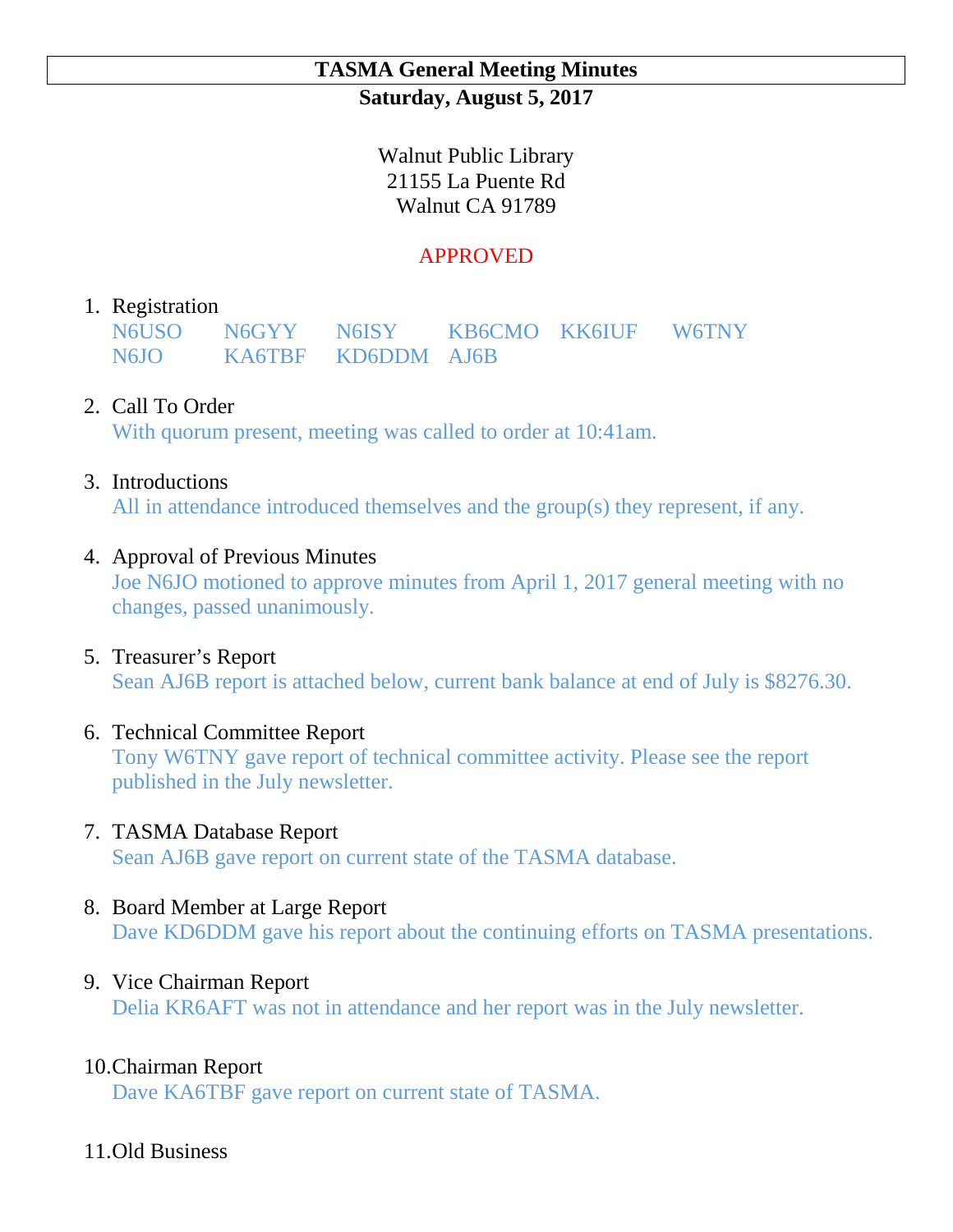# TASMA General Meeting Minutes

**Saturday, August 5, 2017**

Walnut Public Library
21155 La Puente Rd
Walnut CA 91789

APPROVED

1. Registration

   | N6USO | N6GYY | N6ISY | KB6CMO | KK6IUF | W6TNY |
   |---|---|---|---|---|---|
   | N6JO | KA6TBF | KD6DDM | AJ6B | | |

2. Call To Order
   With quorum present, meeting was called to order at 10:41am.

3. Introductions
   All in attendance introduced themselves and the group(s) they represent, if any.

4. Approval of Previous Minutes
   Joe N6JO motioned to approve minutes from April 1, 2017 general meeting with no changes, passed unanimously.

5. Treasurer's Report
   Sean AJ6B report is attached below, current bank balance at end of July is $8276.30.

6. Technical Committee Report
   Tony W6TNY gave report of technical committee activity. Please see the report published in the July newsletter.

7. TASMA Database Report
   Sean AJ6B gave report on current state of the TASMA database.

8. Board Member at Large Report
   Dave KD6DDM gave his report about the continuing efforts on TASMA presentations.

9. Vice Chairman Report
   Delia KR6AFT was not in attendance and her report was in the July newsletter.

10. Chairman Report
    Dave KA6TBF gave report on current state of TASMA.

11. Old Business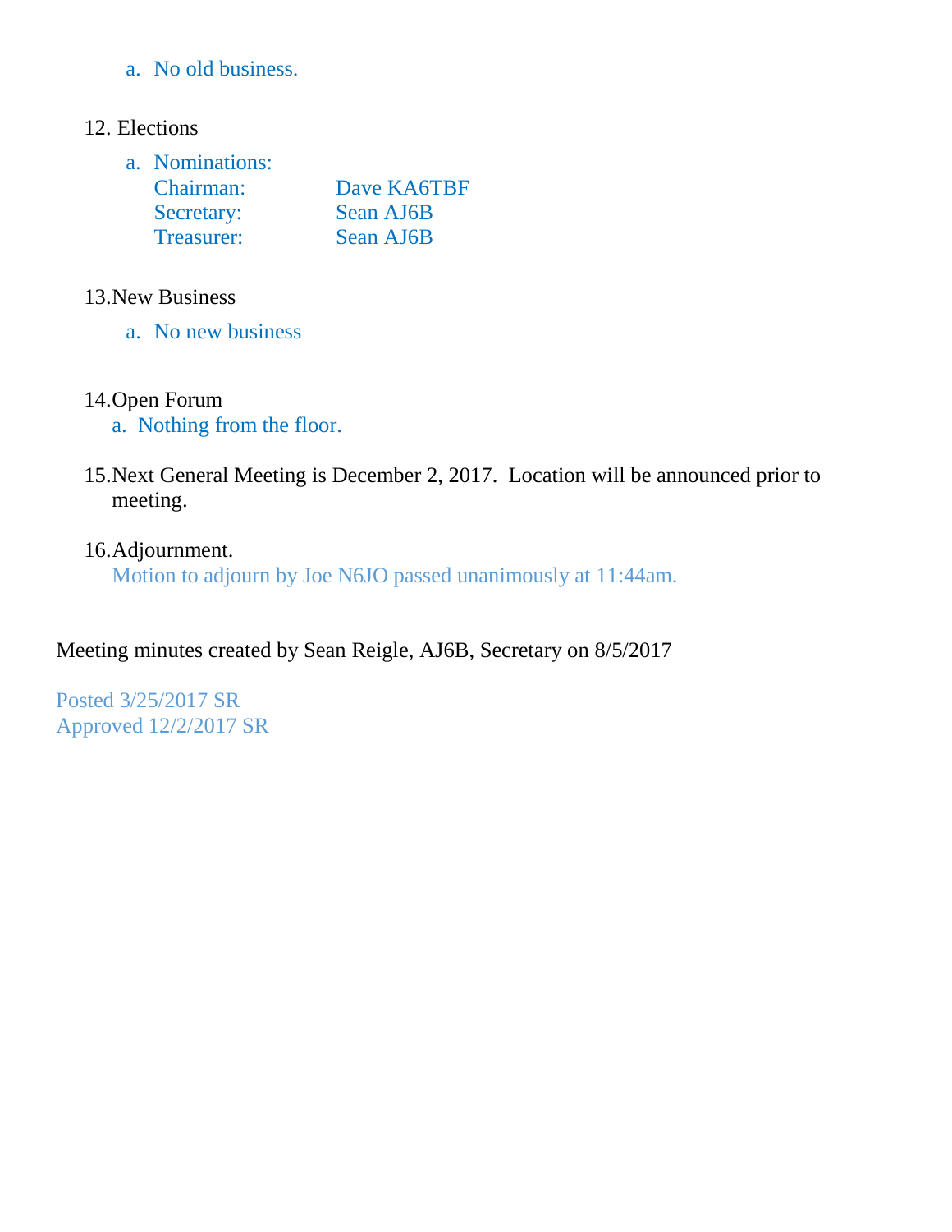a. No old business.

12. Elections

    a. Nominations:

| | |
|---|---|
| Chairman: | Dave KA6TBF |
| Secretary: | Sean AJ6B |
| Treasurer: | Sean AJ6B |

13. New Business

    a. No new business

14. Open Forum

    a. Nothing from the floor.

15. Next General Meeting is December 2, 2017. Location will be announced prior to meeting.

16. Adjournment.

    Motion to adjourn by Joe N6JO passed unanimously at 11:44am.

Meeting minutes created by Sean Reigle, AJ6B, Secretary on 8/5/2017

Posted 3/25/2017 SR
Approved 12/2/2017 SR